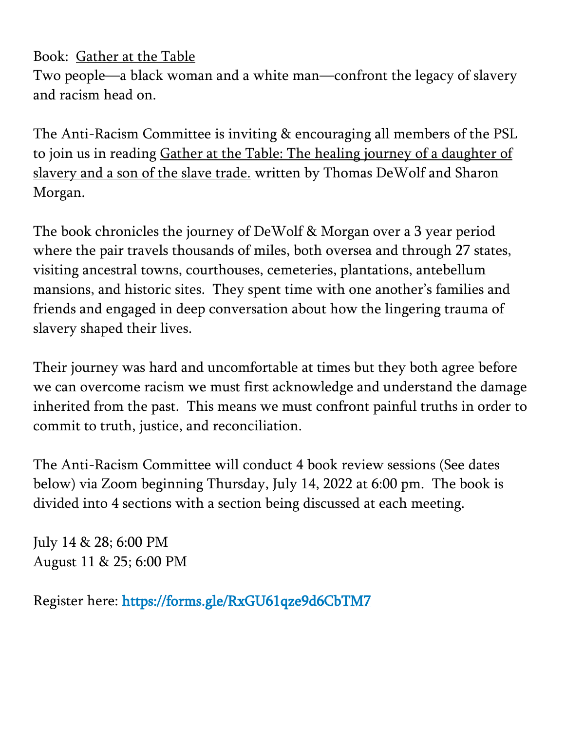Book: Gather at the Table

Two people—a black woman and a white man—confront the legacy of slavery and racism head on.

The Anti-Racism Committee is inviting & encouraging all members of the PSL to join us in reading Gather at the Table: The healing journey of a daughter of slavery and a son of the slave trade. written by Thomas DeWolf and Sharon Morgan.

The book chronicles the journey of DeWolf & Morgan over a 3 year period where the pair travels thousands of miles, both oversea and through 27 states, visiting ancestral towns, courthouses, cemeteries, plantations, antebellum mansions, and historic sites. They spent time with one another's families and friends and engaged in deep conversation about how the lingering trauma of slavery shaped their lives.

Their journey was hard and uncomfortable at times but they both agree before we can overcome racism we must first acknowledge and understand the damage inherited from the past. This means we must confront painful truths in order to commit to truth, justice, and reconciliation.

The Anti-Racism Committee will conduct 4 book review sessions (See dates below) via Zoom beginning Thursday, July 14, 2022 at 6:00 pm. The book is divided into 4 sections with a section being discussed at each meeting.

July 14 & 28; 6:00 PM
August 11 & 25; 6:00 PM

Register here: [https://forms.gle/RxGU61qze9d6CbTM7](https://forms.gle/RxGU61qze9d6CbTM7)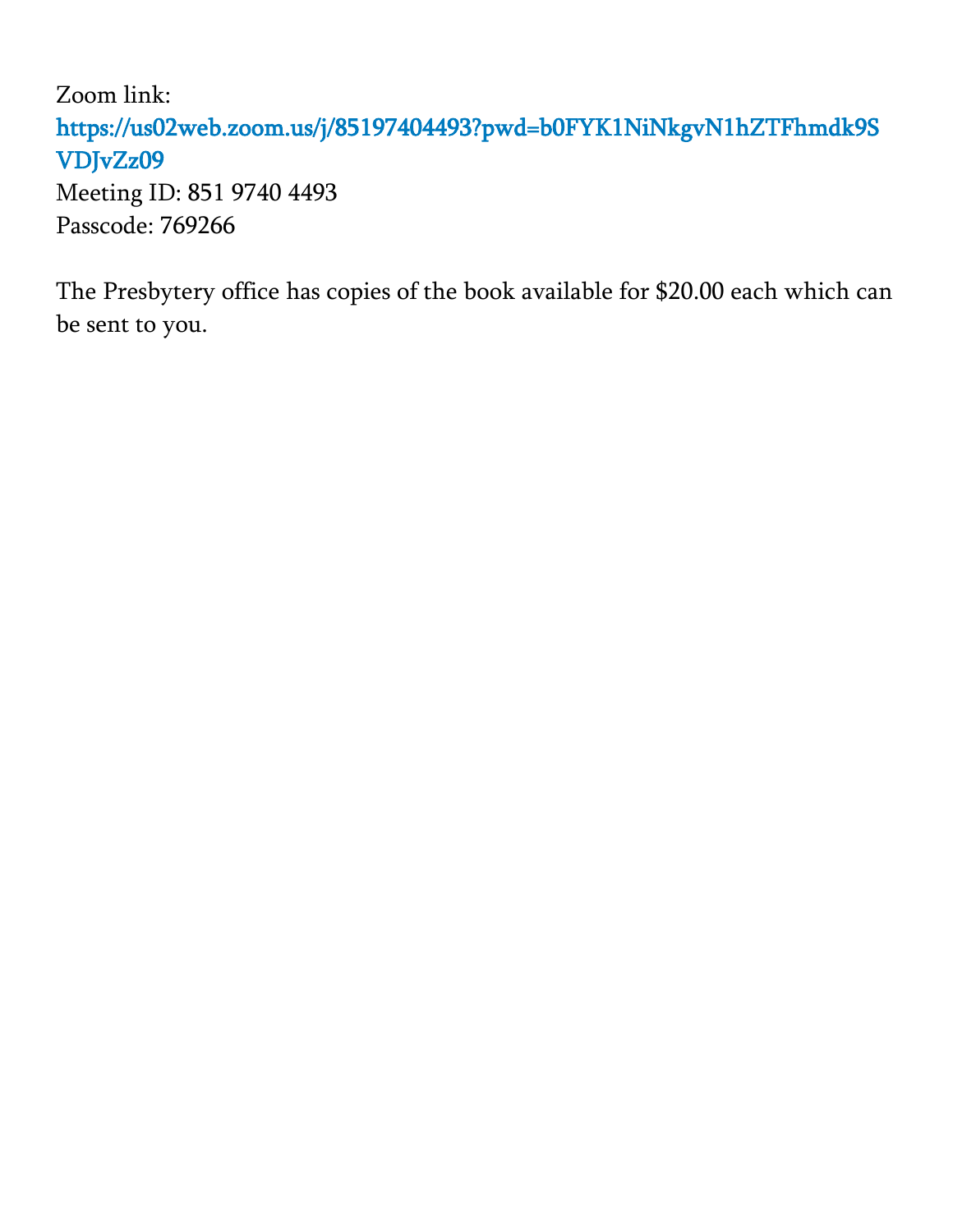Zoom link:
https://us02web.zoom.us/j/85197404493?pwd=b0FYK1NiNkgvN1hZTFhmdk9SVDJvZz09
Meeting ID: 851 9740 4493
Passcode: 769266

The Presbytery office has copies of the book available for $20.00 each which can be sent to you.